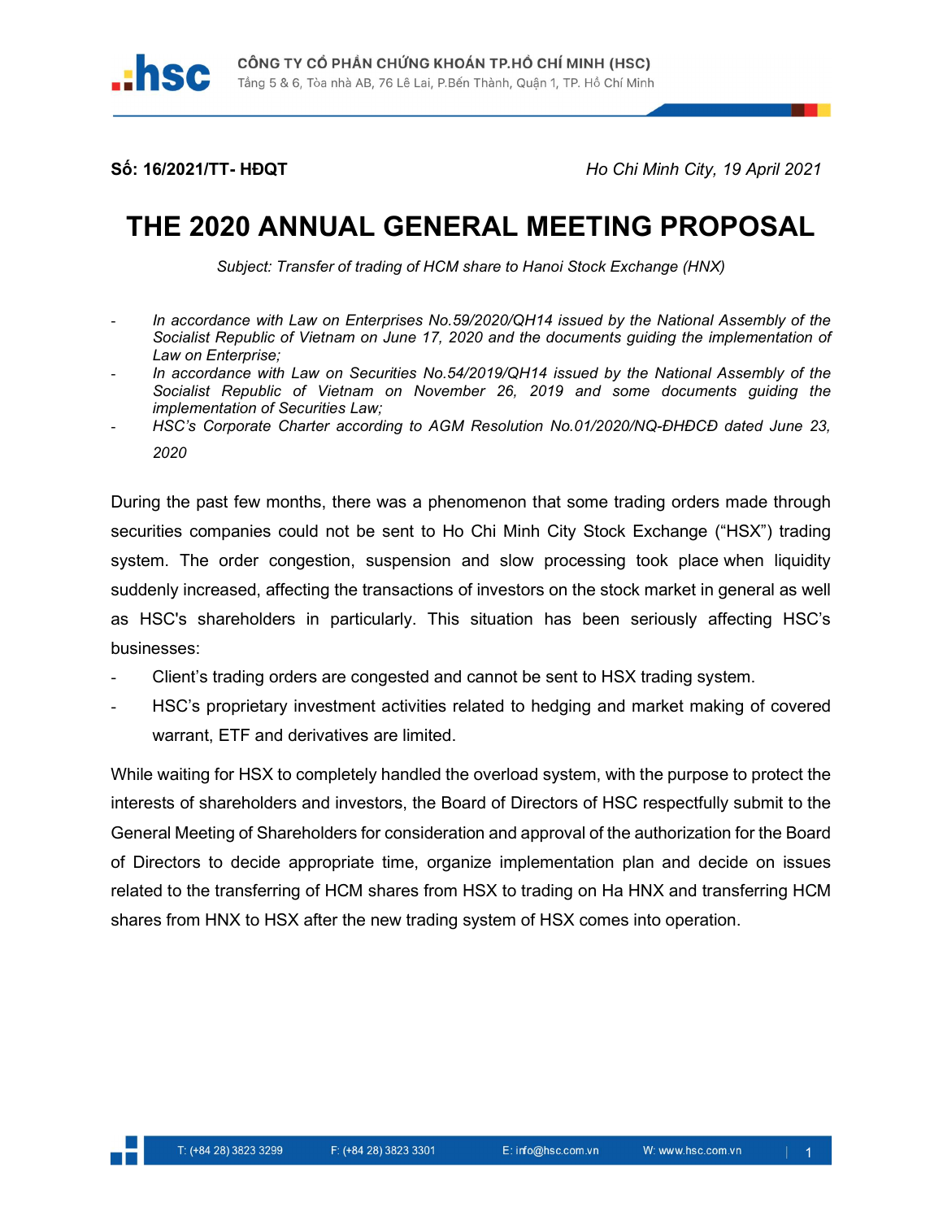**CÔNG TY CỔ PHẦN CHỨNG KHOÁN TP.HỒ CHÍ MINH (HSC)**
Tầng 5 & 6, Tòa nhà AB, 76 Lê Lai, P.Bến Thành, Quận 1, TP. Hồ Chí Minh

**Số: 16/2021/TT- HĐQT** *Ho Chi Minh City, 19 April 2021*

# THE 2020 ANNUAL GENERAL MEETING PROPOSAL

*Subject: Transfer of trading of HCM share to Hanoi Stock Exchange (HNX)*

- *In accordance with Law on Enterprises No.59/2020/QH14 issued by the National Assembly of the Socialist Republic of Vietnam on June 17, 2020 and the documents guiding the implementation of Law on Enterprise;*
- *In accordance with Law on Securities No.54/2019/QH14 issued by the National Assembly of the Socialist Republic of Vietnam on November 26, 2019 and some documents guiding the implementation of Securities Law;*
- *HSC's Corporate Charter according to AGM Resolution No.01/2020/NQ-ĐHĐCĐ dated June 23, 2020*

During the past few months, there was a phenomenon that some trading orders made through securities companies could not be sent to Ho Chi Minh City Stock Exchange ("HSX") trading system. The order congestion, suspension and slow processing took place when liquidity suddenly increased, affecting the transactions of investors on the stock market in general as well as HSC's shareholders in particularly. This situation has been seriously affecting HSC's businesses:

- Client's trading orders are congested and cannot be sent to HSX trading system.
- HSC's proprietary investment activities related to hedging and market making of covered warrant, ETF and derivatives are limited.

While waiting for HSX to completely handled the overload system, with the purpose to protect the interests of shareholders and investors, the Board of Directors of HSC respectfully submit to the General Meeting of Shareholders for consideration and approval of the authorization for the Board of Directors to decide appropriate time, organize implementation plan and decide on issues related to the transferring of HCM shares from HSX to trading on Ha HNX and transferring HCM shares from HNX to HSX after the new trading system of HSX comes into operation.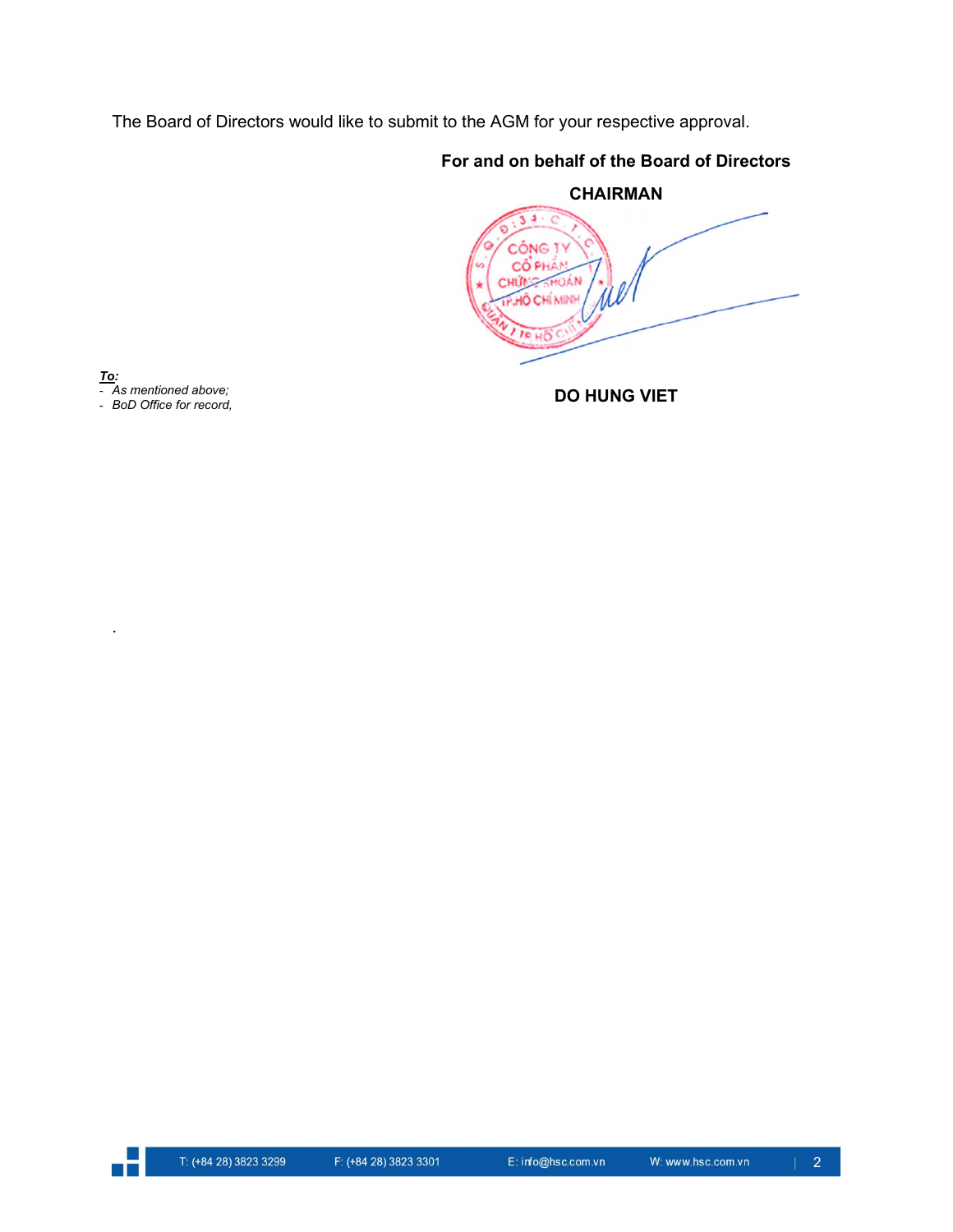The Board of Directors would like to submit to the AGM for your respective approval.

**For and on behalf of the Board of Directors**

**CHAIRMAN**

**DO HUNG VIET**

***To:***
- *As mentioned above;*
- *BoD Office for record,*

.